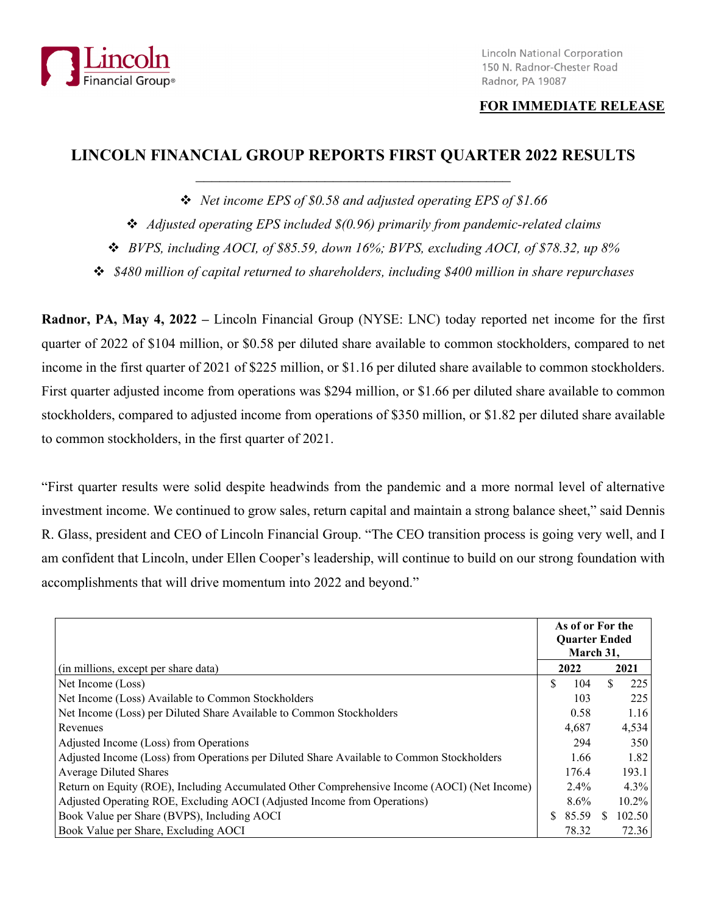Lincoln Financial Group®

Lincoln National Corporation
150 N. Radnor-Chester Road
Radnor, PA 19087

**FOR IMMEDIATE RELEASE**

# LINCOLN FINANCIAL GROUP REPORTS FIRST QUARTER 2022 RESULTS

- *Net income EPS of $0.58 and adjusted operating EPS of $1.66*
- *Adjusted operating EPS included $(0.96) primarily from pandemic-related claims*
- *BVPS, including AOCI, of $85.59, down 16%; BVPS, excluding AOCI, of $78.32, up 8%*
- *$480 million of capital returned to shareholders, including $400 million in share repurchases*

**Radnor, PA, May 4, 2022 –** Lincoln Financial Group (NYSE: LNC) today reported net income for the first quarter of 2022 of $104 million, or $0.58 per diluted share available to common stockholders, compared to net income in the first quarter of 2021 of $225 million, or $1.16 per diluted share available to common stockholders. First quarter adjusted income from operations was $294 million, or $1.66 per diluted share available to common stockholders, compared to adjusted income from operations of $350 million, or $1.82 per diluted share available to common stockholders, in the first quarter of 2021.

"First quarter results were solid despite headwinds from the pandemic and a more normal level of alternative investment income. We continued to grow sales, return capital and maintain a strong balance sheet," said Dennis R. Glass, president and CEO of Lincoln Financial Group. "The CEO transition process is going very well, and I am confident that Lincoln, under Ellen Cooper's leadership, will continue to build on our strong foundation with accomplishments that will drive momentum into 2022 and beyond."

| (in millions, except per share data) | As of or For the Quarter Ended March 31, 2022 | 2021 |
|---|---|---|
| Net Income (Loss) | $ 104 | $ 225 |
| Net Income (Loss) Available to Common Stockholders | 103 | 225 |
| Net Income (Loss) per Diluted Share Available to Common Stockholders | 0.58 | 1.16 |
| Revenues | 4,687 | 4,534 |
| Adjusted Income (Loss) from Operations | 294 | 350 |
| Adjusted Income (Loss) from Operations per Diluted Share Available to Common Stockholders | 1.66 | 1.82 |
| Average Diluted Shares | 176.4 | 193.1 |
| Return on Equity (ROE), Including Accumulated Other Comprehensive Income (AOCI) (Net Income) | 2.4% | 4.3% |
| Adjusted Operating ROE, Excluding AOCI (Adjusted Income from Operations) | 8.6% | 10.2% |
| Book Value per Share (BVPS), Including AOCI | $ 85.59 | $ 102.50 |
| Book Value per Share, Excluding AOCI | 78.32 | 72.36 |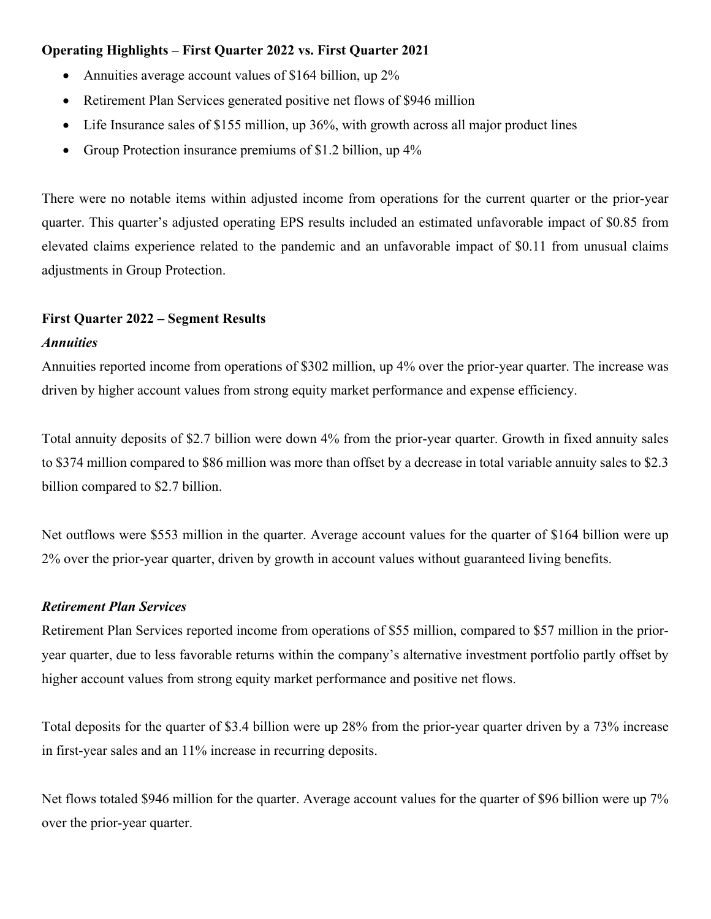**Operating Highlights – First Quarter 2022 vs. First Quarter 2021**

- Annuities average account values of $164 billion, up 2%
- Retirement Plan Services generated positive net flows of $946 million
- Life Insurance sales of $155 million, up 36%, with growth across all major product lines
- Group Protection insurance premiums of $1.2 billion, up 4%

There were no notable items within adjusted income from operations for the current quarter or the prior-year quarter. This quarter's adjusted operating EPS results included an estimated unfavorable impact of $0.85 from elevated claims experience related to the pandemic and an unfavorable impact of $0.11 from unusual claims adjustments in Group Protection.

**First Quarter 2022 – Segment Results**

***Annuities***

Annuities reported income from operations of $302 million, up 4% over the prior-year quarter. The increase was driven by higher account values from strong equity market performance and expense efficiency.

Total annuity deposits of $2.7 billion were down 4% from the prior-year quarter. Growth in fixed annuity sales to $374 million compared to $86 million was more than offset by a decrease in total variable annuity sales to $2.3 billion compared to $2.7 billion.

Net outflows were $553 million in the quarter. Average account values for the quarter of $164 billion were up 2% over the prior-year quarter, driven by growth in account values without guaranteed living benefits.

***Retirement Plan Services***

Retirement Plan Services reported income from operations of $55 million, compared to $57 million in the prior-year quarter, due to less favorable returns within the company's alternative investment portfolio partly offset by higher account values from strong equity market performance and positive net flows.

Total deposits for the quarter of $3.4 billion were up 28% from the prior-year quarter driven by a 73% increase in first-year sales and an 11% increase in recurring deposits.

Net flows totaled $946 million for the quarter. Average account values for the quarter of $96 billion were up 7% over the prior-year quarter.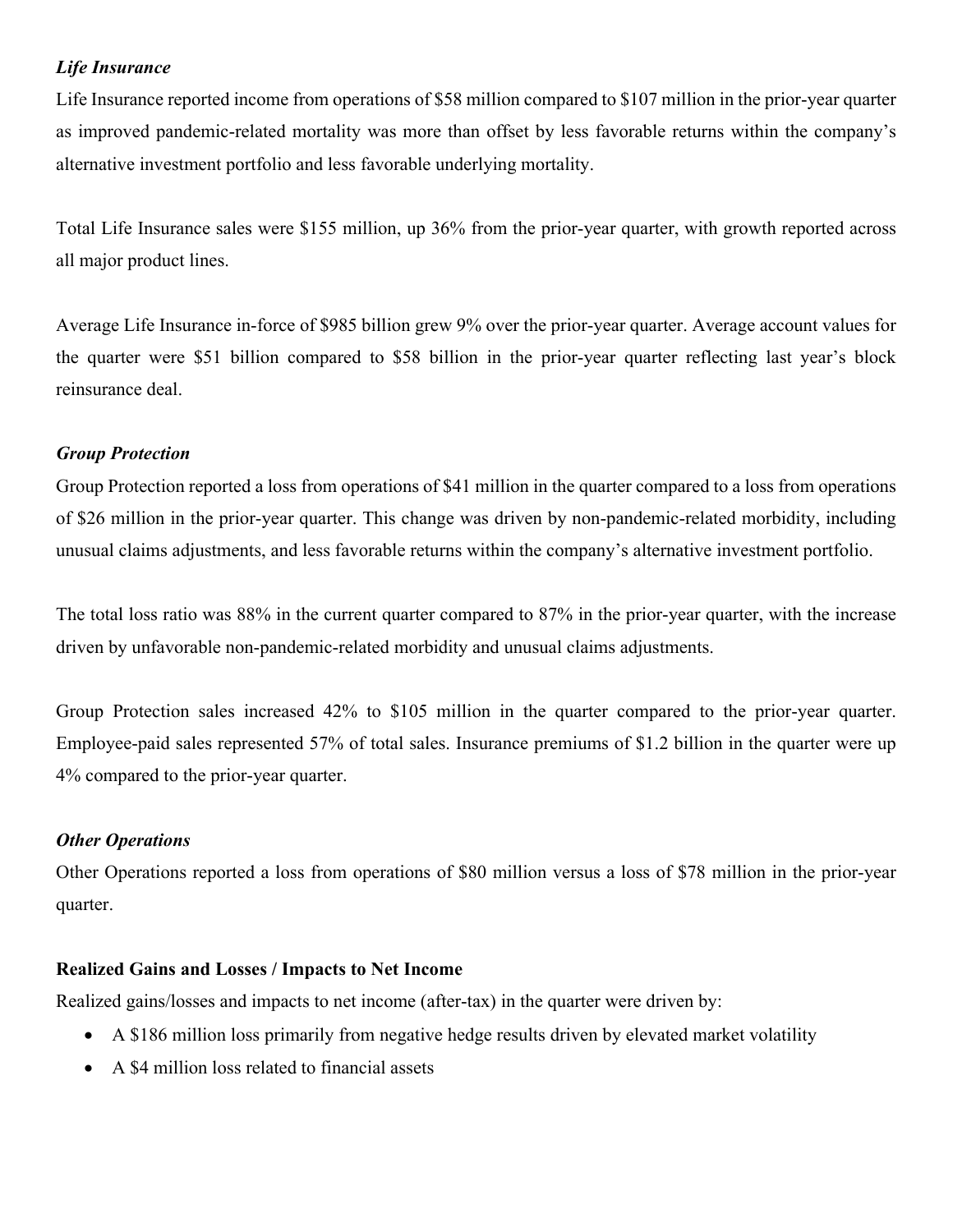### *Life Insurance*

Life Insurance reported income from operations of $58 million compared to $107 million in the prior-year quarter as improved pandemic-related mortality was more than offset by less favorable returns within the company's alternative investment portfolio and less favorable underlying mortality.

Total Life Insurance sales were $155 million, up 36% from the prior-year quarter, with growth reported across all major product lines.

Average Life Insurance in-force of $985 billion grew 9% over the prior-year quarter. Average account values for the quarter were $51 billion compared to $58 billion in the prior-year quarter reflecting last year's block reinsurance deal.

### *Group Protection*

Group Protection reported a loss from operations of $41 million in the quarter compared to a loss from operations of $26 million in the prior-year quarter. This change was driven by non-pandemic-related morbidity, including unusual claims adjustments, and less favorable returns within the company's alternative investment portfolio.

The total loss ratio was 88% in the current quarter compared to 87% in the prior-year quarter, with the increase driven by unfavorable non-pandemic-related morbidity and unusual claims adjustments.

Group Protection sales increased 42% to $105 million in the quarter compared to the prior-year quarter. Employee-paid sales represented 57% of total sales. Insurance premiums of $1.2 billion in the quarter were up 4% compared to the prior-year quarter.

### *Other Operations*

Other Operations reported a loss from operations of $80 million versus a loss of $78 million in the prior-year quarter.

## Realized Gains and Losses / Impacts to Net Income

Realized gains/losses and impacts to net income (after-tax) in the quarter were driven by:

- A $186 million loss primarily from negative hedge results driven by elevated market volatility
- A $4 million loss related to financial assets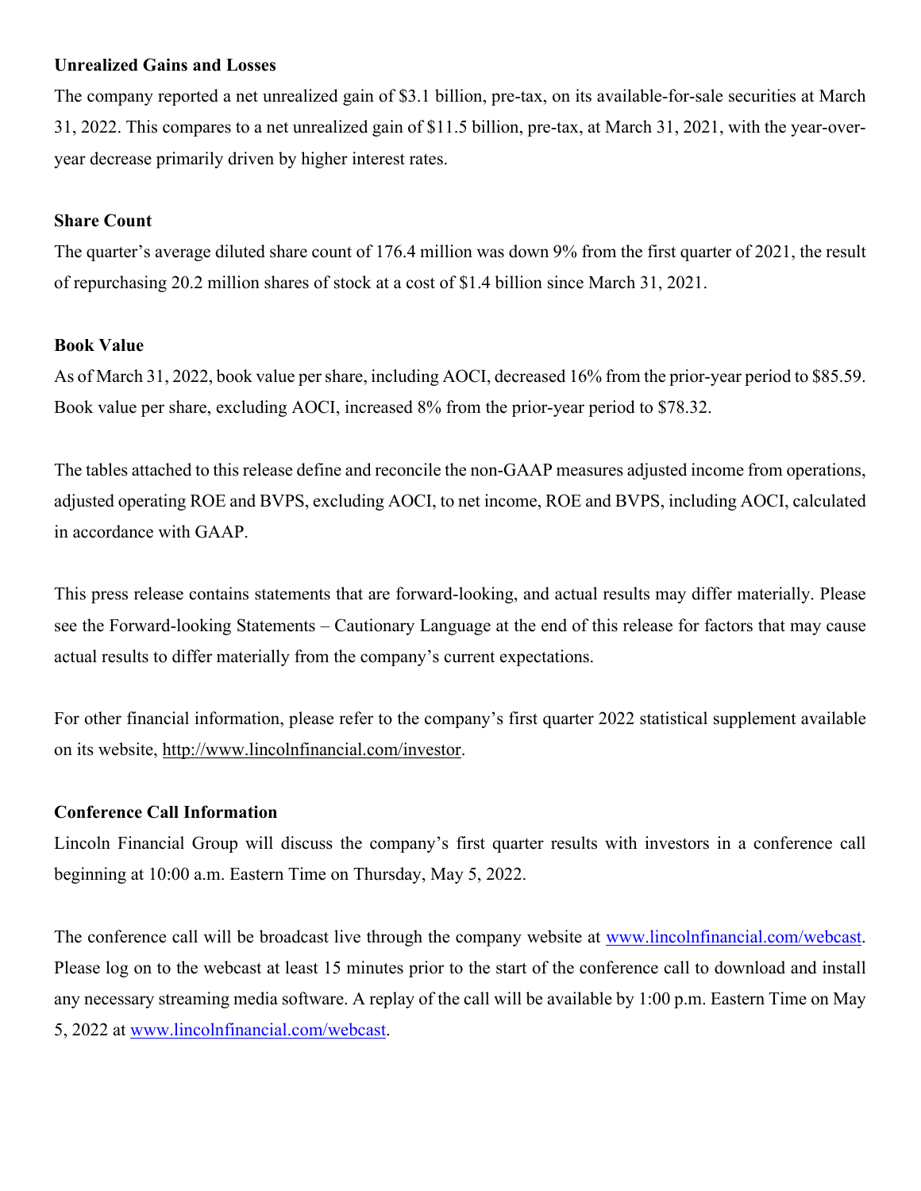**Unrealized Gains and Losses**

The company reported a net unrealized gain of $3.1 billion, pre-tax, on its available-for-sale securities at March 31, 2022. This compares to a net unrealized gain of $11.5 billion, pre-tax, at March 31, 2021, with the year-over-year decrease primarily driven by higher interest rates.

**Share Count**

The quarter's average diluted share count of 176.4 million was down 9% from the first quarter of 2021, the result of repurchasing 20.2 million shares of stock at a cost of $1.4 billion since March 31, 2021.

**Book Value**

As of March 31, 2022, book value per share, including AOCI, decreased 16% from the prior-year period to $85.59. Book value per share, excluding AOCI, increased 8% from the prior-year period to $78.32.

The tables attached to this release define and reconcile the non-GAAP measures adjusted income from operations, adjusted operating ROE and BVPS, excluding AOCI, to net income, ROE and BVPS, including AOCI, calculated in accordance with GAAP.

This press release contains statements that are forward-looking, and actual results may differ materially. Please see the Forward-looking Statements – Cautionary Language at the end of this release for factors that may cause actual results to differ materially from the company's current expectations.

For other financial information, please refer to the company's first quarter 2022 statistical supplement available on its website, http://www.lincolnfinancial.com/investor.

**Conference Call Information**

Lincoln Financial Group will discuss the company's first quarter results with investors in a conference call beginning at 10:00 a.m. Eastern Time on Thursday, May 5, 2022.

The conference call will be broadcast live through the company website at www.lincolnfinancial.com/webcast. Please log on to the webcast at least 15 minutes prior to the start of the conference call to download and install any necessary streaming media software. A replay of the call will be available by 1:00 p.m. Eastern Time on May 5, 2022 at www.lincolnfinancial.com/webcast.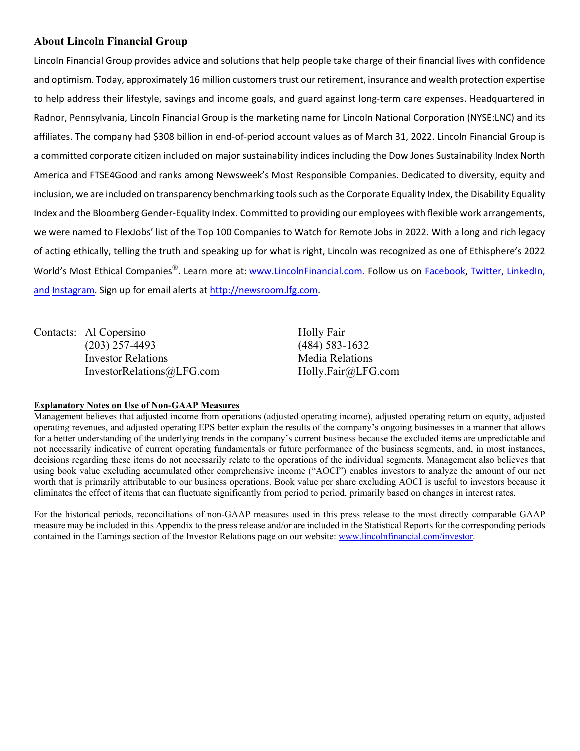## About Lincoln Financial Group

Lincoln Financial Group provides advice and solutions that help people take charge of their financial lives with confidence and optimism. Today, approximately 16 million customers trust our retirement, insurance and wealth protection expertise to help address their lifestyle, savings and income goals, and guard against long-term care expenses. Headquartered in Radnor, Pennsylvania, Lincoln Financial Group is the marketing name for Lincoln National Corporation (NYSE:LNC) and its affiliates. The company had $308 billion in end-of-period account values as of March 31, 2022. Lincoln Financial Group is a committed corporate citizen included on major sustainability indices including the Dow Jones Sustainability Index North America and FTSE4Good and ranks among Newsweek's Most Responsible Companies. Dedicated to diversity, equity and inclusion, we are included on transparency benchmarking tools such as the Corporate Equality Index, the Disability Equality Index and the Bloomberg Gender-Equality Index. Committed to providing our employees with flexible work arrangements, we were named to FlexJobs' list of the Top 100 Companies to Watch for Remote Jobs in 2022. With a long and rich legacy of acting ethically, telling the truth and speaking up for what is right, Lincoln was recognized as one of Ethisphere's 2022 World's Most Ethical Companies®. Learn more at: www.LincolnFinancial.com. Follow us on Facebook, Twitter, LinkedIn, and Instagram. Sign up for email alerts at http://newsroom.lfg.com.

Contacts:

Al Copersino
(203) 257-4493
Investor Relations
InvestorRelations@LFG.com

Holly Fair
(484) 583-1632
Media Relations
Holly.Fair@LFG.com

**Explanatory Notes on Use of Non-GAAP Measures**

Management believes that adjusted income from operations (adjusted operating income), adjusted operating return on equity, adjusted operating revenues, and adjusted operating EPS better explain the results of the company's ongoing businesses in a manner that allows for a better understanding of the underlying trends in the company's current business because the excluded items are unpredictable and not necessarily indicative of current operating fundamentals or future performance of the business segments, and, in most instances, decisions regarding these items do not necessarily relate to the operations of the individual segments. Management also believes that using book value excluding accumulated other comprehensive income ("AOCI") enables investors to analyze the amount of our net worth that is primarily attributable to our business operations. Book value per share excluding AOCI is useful to investors because it eliminates the effect of items that can fluctuate significantly from period to period, primarily based on changes in interest rates.

For the historical periods, reconciliations of non-GAAP measures used in this press release to the most directly comparable GAAP measure may be included in this Appendix to the press release and/or are included in the Statistical Reports for the corresponding periods contained in the Earnings section of the Investor Relations page on our website: www.lincolnfinancial.com/investor.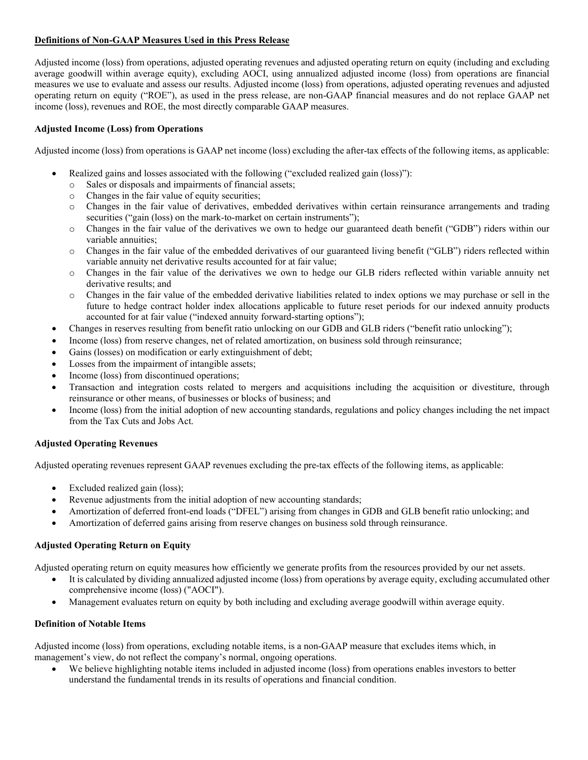## Definitions of Non-GAAP Measures Used in this Press Release

Adjusted income (loss) from operations, adjusted operating revenues and adjusted operating return on equity (including and excluding average goodwill within average equity), excluding AOCI, using annualized adjusted income (loss) from operations are financial measures we use to evaluate and assess our results. Adjusted income (loss) from operations, adjusted operating revenues and adjusted operating return on equity ("ROE"), as used in the press release, are non-GAAP financial measures and do not replace GAAP net income (loss), revenues and ROE, the most directly comparable GAAP measures.

### Adjusted Income (Loss) from Operations

Adjusted income (loss) from operations is GAAP net income (loss) excluding the after-tax effects of the following items, as applicable:

- Realized gains and losses associated with the following ("excluded realized gain (loss)"):
  - Sales or disposals and impairments of financial assets;
  - Changes in the fair value of equity securities;
  - Changes in the fair value of derivatives, embedded derivatives within certain reinsurance arrangements and trading securities ("gain (loss) on the mark-to-market on certain instruments");
  - Changes in the fair value of the derivatives we own to hedge our guaranteed death benefit ("GDB") riders within our variable annuities;
  - Changes in the fair value of the embedded derivatives of our guaranteed living benefit ("GLB") riders reflected within variable annuity net derivative results accounted for at fair value;
  - Changes in the fair value of the derivatives we own to hedge our GLB riders reflected within variable annuity net derivative results; and
  - Changes in the fair value of the embedded derivative liabilities related to index options we may purchase or sell in the future to hedge contract holder index allocations applicable to future reset periods for our indexed annuity products accounted for at fair value ("indexed annuity forward-starting options");
- Changes in reserves resulting from benefit ratio unlocking on our GDB and GLB riders ("benefit ratio unlocking");
- Income (loss) from reserve changes, net of related amortization, on business sold through reinsurance;
- Gains (losses) on modification or early extinguishment of debt;
- Losses from the impairment of intangible assets;
- Income (loss) from discontinued operations;
- Transaction and integration costs related to mergers and acquisitions including the acquisition or divestiture, through reinsurance or other means, of businesses or blocks of business; and
- Income (loss) from the initial adoption of new accounting standards, regulations and policy changes including the net impact from the Tax Cuts and Jobs Act.

### Adjusted Operating Revenues

Adjusted operating revenues represent GAAP revenues excluding the pre-tax effects of the following items, as applicable:

- Excluded realized gain (loss);
- Revenue adjustments from the initial adoption of new accounting standards;
- Amortization of deferred front-end loads ("DFEL") arising from changes in GDB and GLB benefit ratio unlocking; and
- Amortization of deferred gains arising from reserve changes on business sold through reinsurance.

### Adjusted Operating Return on Equity

Adjusted operating return on equity measures how efficiently we generate profits from the resources provided by our net assets.

- It is calculated by dividing annualized adjusted income (loss) from operations by average equity, excluding accumulated other comprehensive income (loss) ("AOCI").
- Management evaluates return on equity by both including and excluding average goodwill within average equity.

### Definition of Notable Items

Adjusted income (loss) from operations, excluding notable items, is a non-GAAP measure that excludes items which, in management's view, do not reflect the company's normal, ongoing operations.

- We believe highlighting notable items included in adjusted income (loss) from operations enables investors to better understand the fundamental trends in its results of operations and financial condition.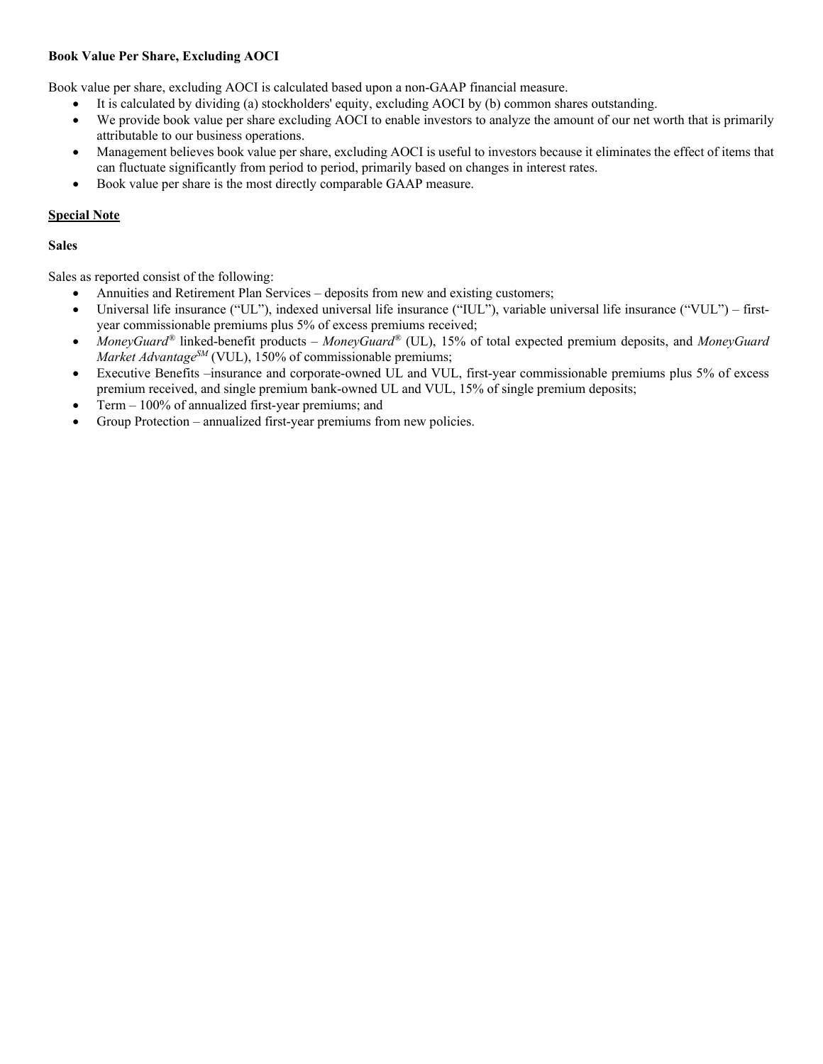**Book Value Per Share, Excluding AOCI**

Book value per share, excluding AOCI is calculated based upon a non-GAAP financial measure.

- It is calculated by dividing (a) stockholders' equity, excluding AOCI by (b) common shares outstanding.
- We provide book value per share excluding AOCI to enable investors to analyze the amount of our net worth that is primarily attributable to our business operations.
- Management believes book value per share, excluding AOCI is useful to investors because it eliminates the effect of items that can fluctuate significantly from period to period, primarily based on changes in interest rates.
- Book value per share is the most directly comparable GAAP measure.

**Special Note**

**Sales**

Sales as reported consist of the following:

- Annuities and Retirement Plan Services – deposits from new and existing customers;
- Universal life insurance ("UL"), indexed universal life insurance ("IUL"), variable universal life insurance ("VUL") – first-year commissionable premiums plus 5% of excess premiums received;
- *MoneyGuard®* linked-benefit products – *MoneyGuard®* (UL), 15% of total expected premium deposits, and *MoneyGuard Market Advantage℠* (VUL), 150% of commissionable premiums;
- Executive Benefits –insurance and corporate-owned UL and VUL, first-year commissionable premiums plus 5% of excess premium received, and single premium bank-owned UL and VUL, 15% of single premium deposits;
- Term – 100% of annualized first-year premiums; and
- Group Protection – annualized first-year premiums from new policies.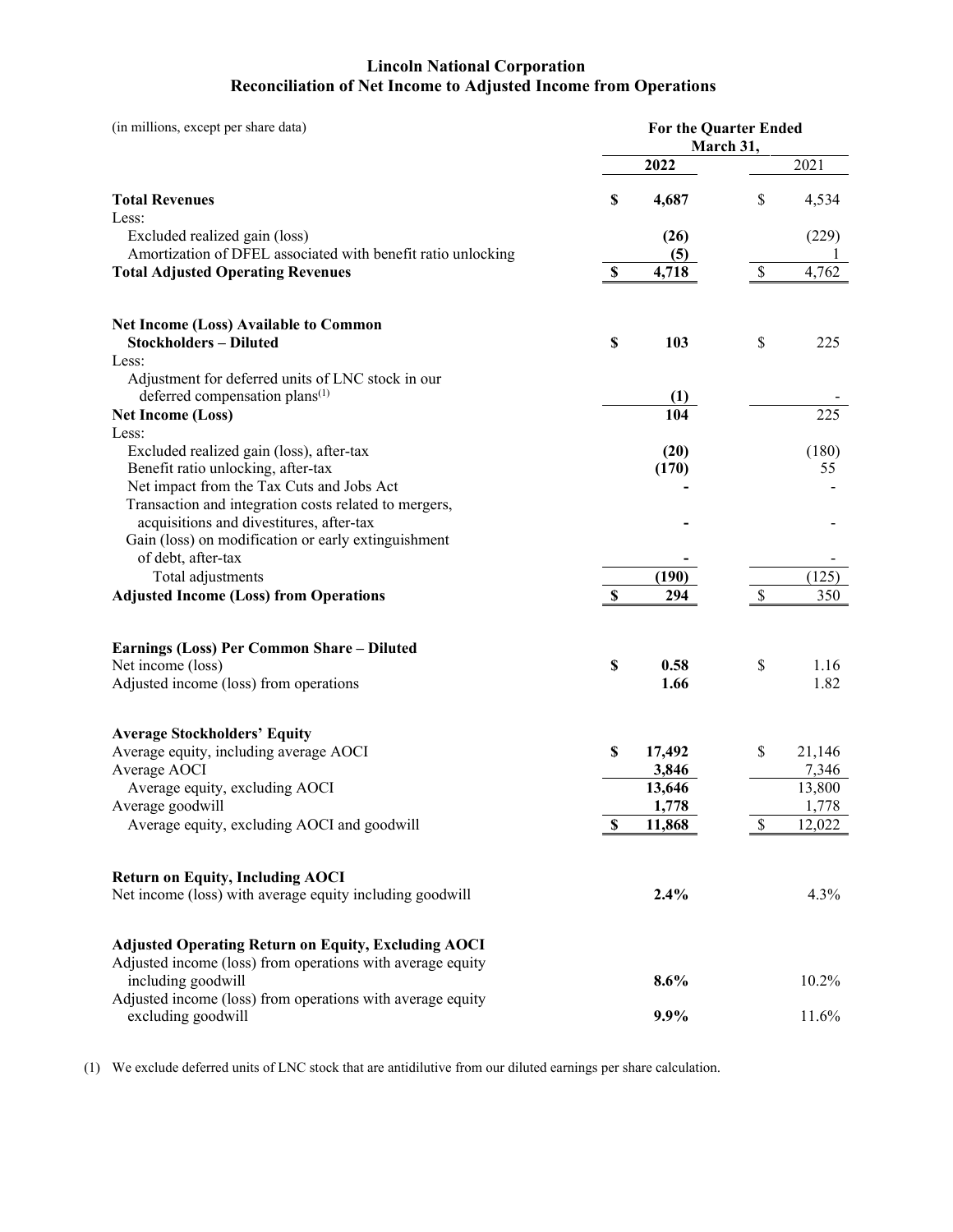# Lincoln National Corporation
## Reconciliation of Net Income to Adjusted Income from Operations

| (in millions, except per share data) | For the Quarter Ended March 31, | |
|---|---|---|
| | **2022** | 2021 |
| **Total Revenues** | **$ 4,687** | $ 4,534 |
| Less: | | |
| Excluded realized gain (loss) | **(26)** | (229) |
| Amortization of DFEL associated with benefit ratio unlocking | **(5)** | 1 |
| **Total Adjusted Operating Revenues** | **$ 4,718** | $ 4,762 |
| | | |
| **Net Income (Loss) Available to Common Stockholders – Diluted** | **$ 103** | $ 225 |
| Less: | | |
| Adjustment for deferred units of LNC stock in our deferred compensation plans[(1)] | **(1)** | - |
| **Net Income (Loss)** | **104** | 225 |
| Less: | | |
| Excluded realized gain (loss), after-tax | **(20)** | (180) |
| Benefit ratio unlocking, after-tax | **(170)** | 55 |
| Net impact from the Tax Cuts and Jobs Act | **-** | - |
| Transaction and integration costs related to mergers, acquisitions and divestitures, after-tax | **-** | - |
| Gain (loss) on modification or early extinguishment of debt, after-tax | **-** | - |
| Total adjustments | **(190)** | (125) |
| **Adjusted Income (Loss) from Operations** | **$ 294** | $ 350 |
| | | |
| **Earnings (Loss) Per Common Share – Diluted** | | |
| Net income (loss) | **$ 0.58** | $ 1.16 |
| Adjusted income (loss) from operations | **1.66** | 1.82 |
| | | |
| **Average Stockholders' Equity** | | |
| Average equity, including average AOCI | **$ 17,492** | $ 21,146 |
| Average AOCI | **3,846** | 7,346 |
| Average equity, excluding AOCI | **13,646** | 13,800 |
| Average goodwill | **1,778** | 1,778 |
| Average equity, excluding AOCI and goodwill | **$ 11,868** | $ 12,022 |
| | | |
| **Return on Equity, Including AOCI** | | |
| Net income (loss) with average equity including goodwill | **2.4%** | 4.3% |
| | | |
| **Adjusted Operating Return on Equity, Excluding AOCI** | | |
| Adjusted income (loss) from operations with average equity including goodwill | **8.6%** | 10.2% |
| Adjusted income (loss) from operations with average equity excluding goodwill | **9.9%** | 11.6% |

(1) We exclude deferred units of LNC stock that are antidilutive from our diluted earnings per share calculation.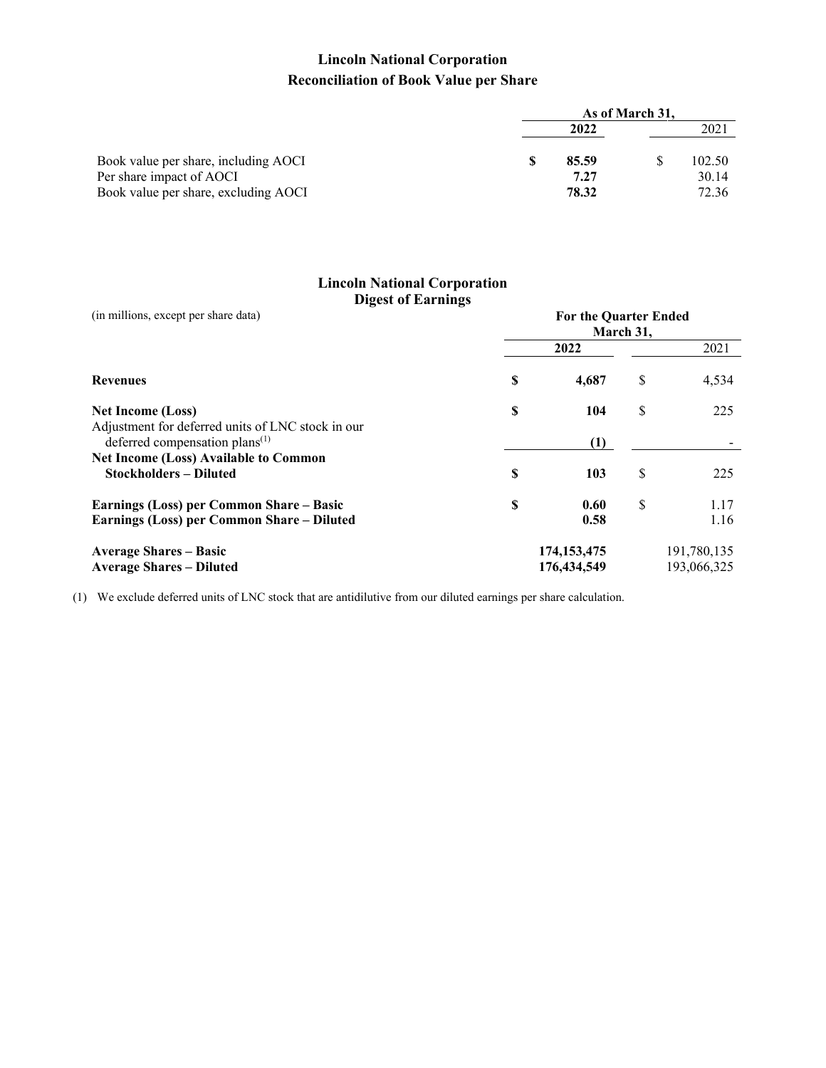## Lincoln National Corporation
## Reconciliation of Book Value per Share

| | As of March 31, | | | |
|---|---|---|---|---|
| | 2022 | | 2021 | |
| Book value per share, including AOCI | **$** | **85.59** | $ | 102.50 |
| Per share impact of AOCI | | **7.27** | | 30.14 |
| Book value per share, excluding AOCI | | **78.32** | | 72.36 |

## Lincoln National Corporation
## Digest of Earnings

| (in millions, except per share data) | For the Quarter Ended March 31, | | | |
|---|---|---|---|---|
| | 2022 | | 2021 | |
| **Revenues** | **$** | **4,687** | $ | 4,534 |
| **Net Income (Loss)** | **$** | **104** | $ | 225 |
| Adjustment for deferred units of LNC stock in our deferred compensation plans[1] | | **(1)** | | - |
| **Net Income (Loss) Available to Common Stockholders – Diluted** | **$** | **103** | $ | 225 |
| **Earnings (Loss) per Common Share – Basic** | **$** | **0.60** | $ | 1.17 |
| **Earnings (Loss) per Common Share – Diluted** | | **0.58** | | 1.16 |
| **Average Shares – Basic** | | **174,153,475** | | 191,780,135 |
| **Average Shares – Diluted** | | **176,434,549** | | 193,066,325 |

(1) We exclude deferred units of LNC stock that are antidilutive from our diluted earnings per share calculation.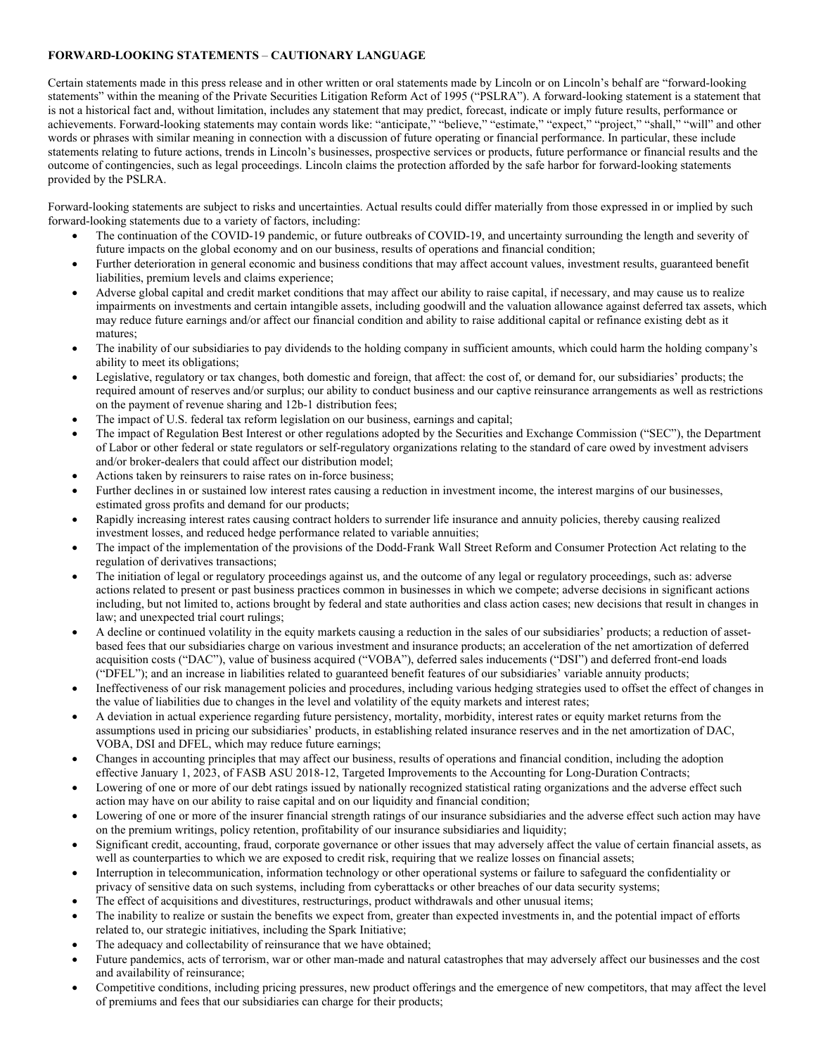**FORWARD-LOOKING STATEMENTS** – **CAUTIONARY LANGUAGE**

Certain statements made in this press release and in other written or oral statements made by Lincoln or on Lincoln's behalf are "forward-looking statements" within the meaning of the Private Securities Litigation Reform Act of 1995 ("PSLRA"). A forward-looking statement is a statement that is not a historical fact and, without limitation, includes any statement that may predict, forecast, indicate or imply future results, performance or achievements. Forward-looking statements may contain words like: "anticipate," "believe," "estimate," "expect," "project," "shall," "will" and other words or phrases with similar meaning in connection with a discussion of future operating or financial performance. In particular, these include statements relating to future actions, trends in Lincoln's businesses, prospective services or products, future performance or financial results and the outcome of contingencies, such as legal proceedings. Lincoln claims the protection afforded by the safe harbor for forward-looking statements provided by the PSLRA.

Forward-looking statements are subject to risks and uncertainties. Actual results could differ materially from those expressed in or implied by such forward-looking statements due to a variety of factors, including:

- The continuation of the COVID-19 pandemic, or future outbreaks of COVID-19, and uncertainty surrounding the length and severity of future impacts on the global economy and on our business, results of operations and financial condition;
- Further deterioration in general economic and business conditions that may affect account values, investment results, guaranteed benefit liabilities, premium levels and claims experience;
- Adverse global capital and credit market conditions that may affect our ability to raise capital, if necessary, and may cause us to realize impairments on investments and certain intangible assets, including goodwill and the valuation allowance against deferred tax assets, which may reduce future earnings and/or affect our financial condition and ability to raise additional capital or refinance existing debt as it matures;
- The inability of our subsidiaries to pay dividends to the holding company in sufficient amounts, which could harm the holding company's ability to meet its obligations;
- Legislative, regulatory or tax changes, both domestic and foreign, that affect: the cost of, or demand for, our subsidiaries' products; the required amount of reserves and/or surplus; our ability to conduct business and our captive reinsurance arrangements as well as restrictions on the payment of revenue sharing and 12b-1 distribution fees;
- The impact of U.S. federal tax reform legislation on our business, earnings and capital;
- The impact of Regulation Best Interest or other regulations adopted by the Securities and Exchange Commission ("SEC"), the Department of Labor or other federal or state regulators or self-regulatory organizations relating to the standard of care owed by investment advisers and/or broker-dealers that could affect our distribution model;
- Actions taken by reinsurers to raise rates on in-force business;
- Further declines in or sustained low interest rates causing a reduction in investment income, the interest margins of our businesses, estimated gross profits and demand for our products;
- Rapidly increasing interest rates causing contract holders to surrender life insurance and annuity policies, thereby causing realized investment losses, and reduced hedge performance related to variable annuities;
- The impact of the implementation of the provisions of the Dodd-Frank Wall Street Reform and Consumer Protection Act relating to the regulation of derivatives transactions;
- The initiation of legal or regulatory proceedings against us, and the outcome of any legal or regulatory proceedings, such as: adverse actions related to present or past business practices common in businesses in which we compete; adverse decisions in significant actions including, but not limited to, actions brought by federal and state authorities and class action cases; new decisions that result in changes in law; and unexpected trial court rulings;
- A decline or continued volatility in the equity markets causing a reduction in the sales of our subsidiaries' products; a reduction of asset-based fees that our subsidiaries charge on various investment and insurance products; an acceleration of the net amortization of deferred acquisition costs ("DAC"), value of business acquired ("VOBA"), deferred sales inducements ("DSI") and deferred front-end loads ("DFEL"); and an increase in liabilities related to guaranteed benefit features of our subsidiaries' variable annuity products;
- Ineffectiveness of our risk management policies and procedures, including various hedging strategies used to offset the effect of changes in the value of liabilities due to changes in the level and volatility of the equity markets and interest rates;
- A deviation in actual experience regarding future persistency, mortality, morbidity, interest rates or equity market returns from the assumptions used in pricing our subsidiaries' products, in establishing related insurance reserves and in the net amortization of DAC, VOBA, DSI and DFEL, which may reduce future earnings;
- Changes in accounting principles that may affect our business, results of operations and financial condition, including the adoption effective January 1, 2023, of FASB ASU 2018-12, Targeted Improvements to the Accounting for Long-Duration Contracts;
- Lowering of one or more of our debt ratings issued by nationally recognized statistical rating organizations and the adverse effect such action may have on our ability to raise capital and on our liquidity and financial condition;
- Lowering of one or more of the insurer financial strength ratings of our insurance subsidiaries and the adverse effect such action may have on the premium writings, policy retention, profitability of our insurance subsidiaries and liquidity;
- Significant credit, accounting, fraud, corporate governance or other issues that may adversely affect the value of certain financial assets, as well as counterparties to which we are exposed to credit risk, requiring that we realize losses on financial assets;
- Interruption in telecommunication, information technology or other operational systems or failure to safeguard the confidentiality or privacy of sensitive data on such systems, including from cyberattacks or other breaches of our data security systems;
- The effect of acquisitions and divestitures, restructurings, product withdrawals and other unusual items;
- The inability to realize or sustain the benefits we expect from, greater than expected investments in, and the potential impact of efforts related to, our strategic initiatives, including the Spark Initiative;
- The adequacy and collectability of reinsurance that we have obtained;
- Future pandemics, acts of terrorism, war or other man-made and natural catastrophes that may adversely affect our businesses and the cost and availability of reinsurance;
- Competitive conditions, including pricing pressures, new product offerings and the emergence of new competitors, that may affect the level of premiums and fees that our subsidiaries can charge for their products;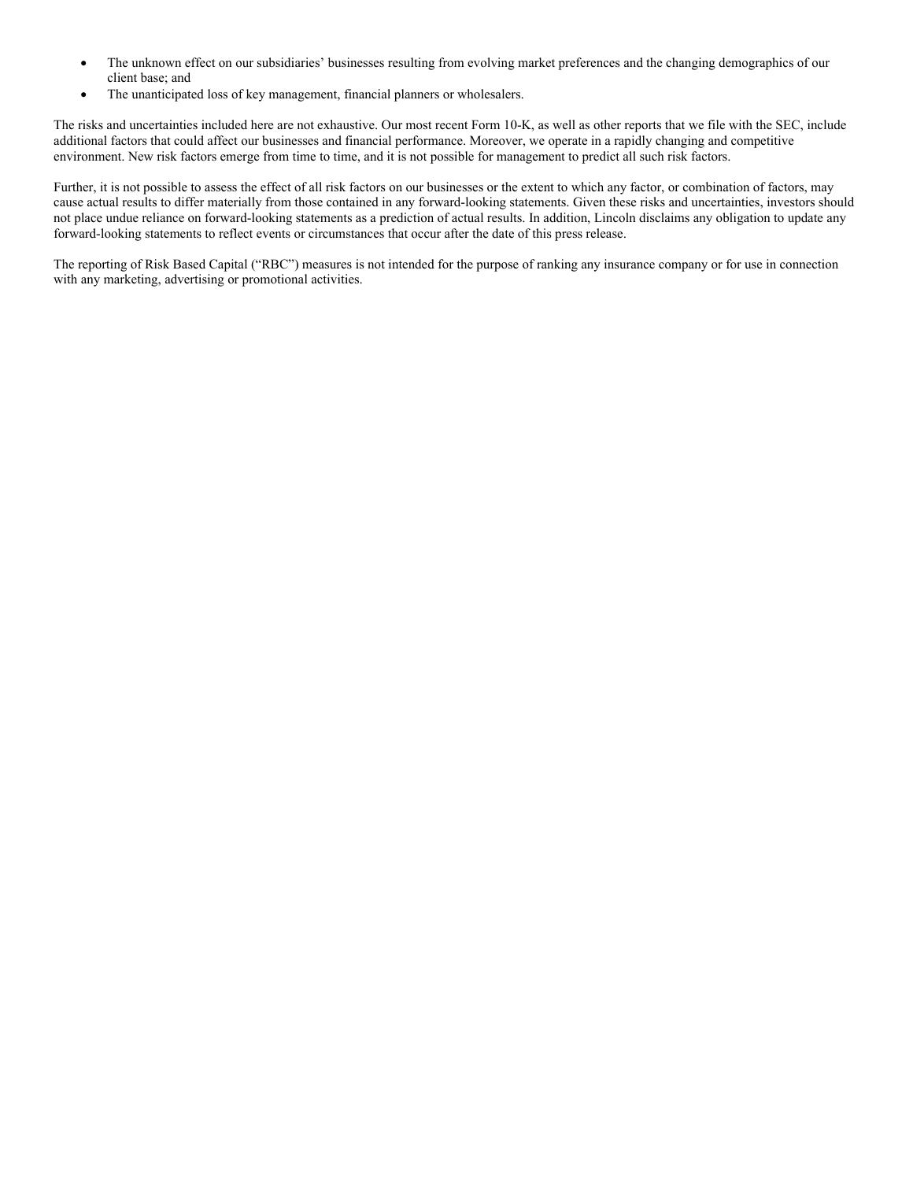- The unknown effect on our subsidiaries' businesses resulting from evolving market preferences and the changing demographics of our client base; and
- The unanticipated loss of key management, financial planners or wholesalers.

The risks and uncertainties included here are not exhaustive. Our most recent Form 10-K, as well as other reports that we file with the SEC, include additional factors that could affect our businesses and financial performance. Moreover, we operate in a rapidly changing and competitive environment. New risk factors emerge from time to time, and it is not possible for management to predict all such risk factors.

Further, it is not possible to assess the effect of all risk factors on our businesses or the extent to which any factor, or combination of factors, may cause actual results to differ materially from those contained in any forward-looking statements. Given these risks and uncertainties, investors should not place undue reliance on forward-looking statements as a prediction of actual results. In addition, Lincoln disclaims any obligation to update any forward-looking statements to reflect events or circumstances that occur after the date of this press release.

The reporting of Risk Based Capital ("RBC") measures is not intended for the purpose of ranking any insurance company or for use in connection with any marketing, advertising or promotional activities.